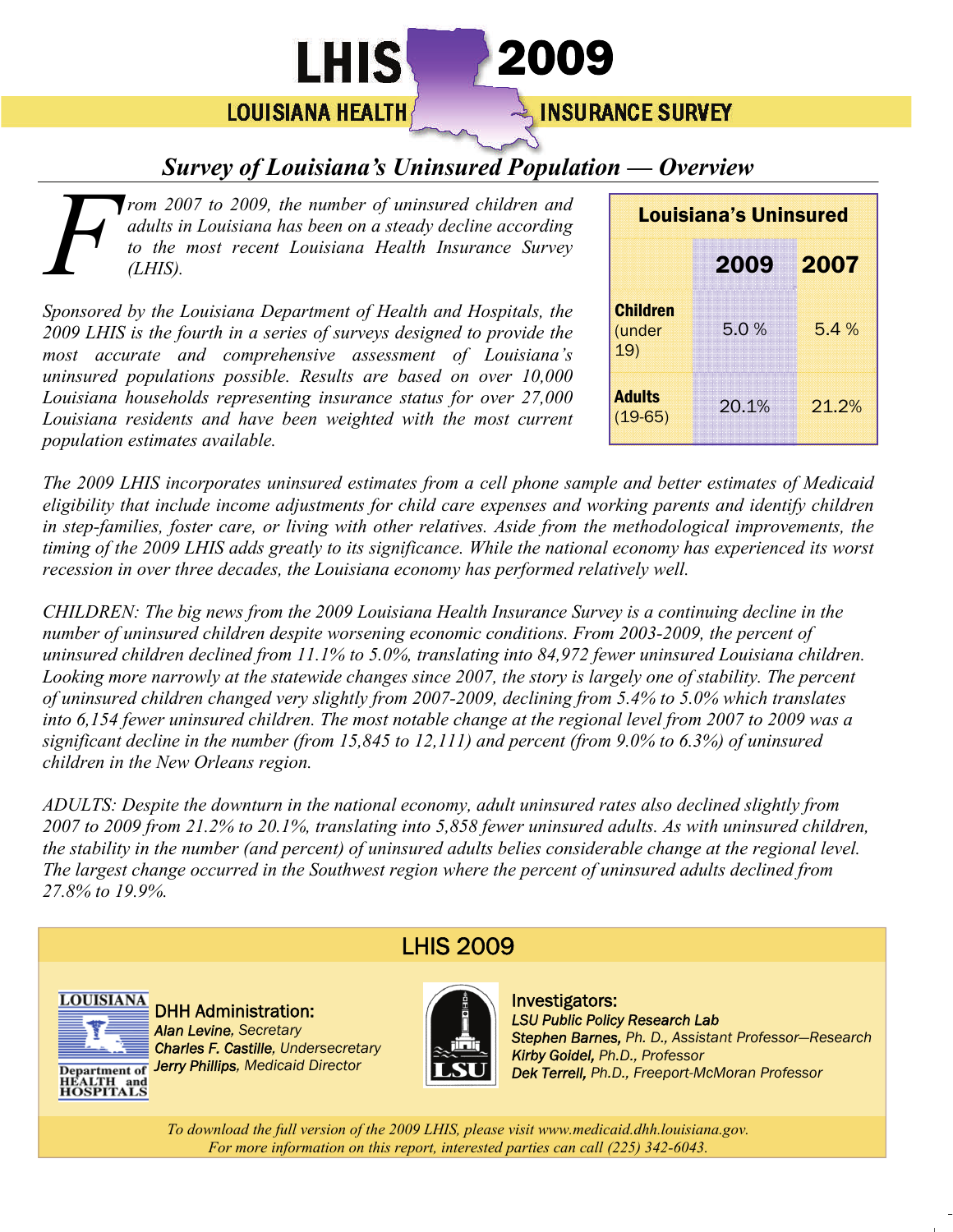# LHIS 2009

## LOUISIANA HEALTH INSURANCE SURVEY

## *Survey of Louisiana's Uninsured Population — Overview*

*From 2007 to 2009, the number of uninsured children and adults in Louisiana has been on a steady decline according to the most recent Louisiana Health Insurance Survey (LHIS).*

*Sponsored by the Louisiana Department of Health and Hospitals, the 2009 LHIS is the fourth in a series of surveys designed to provide the most accurate and comprehensive assessment of Louisiana's uninsured populations possible. Results are based on over 10,000 Louisiana households representing insurance status for over 27,000 Louisiana residents and have been weighted with the most current population estimates available.*

**Louisiana's Uninsured**

| | 2009 | 2007 |
|---|---|---|
| **Children** (under 19) | 5.0 % | 5.4 % |
| **Adults** (19-65) | 20.1% | 21.2% |

*The 2009 LHIS incorporates uninsured estimates from a cell phone sample and better estimates of Medicaid eligibility that include income adjustments for child care expenses and working parents and identify children in step-families, foster care, or living with other relatives. Aside from the methodological improvements, the timing of the 2009 LHIS adds greatly to its significance. While the national economy has experienced its worst recession in over three decades, the Louisiana economy has performed relatively well.*

*CHILDREN: The big news from the 2009 Louisiana Health Insurance Survey is a continuing decline in the number of uninsured children despite worsening economic conditions. From 2003-2009, the percent of uninsured children declined from 11.1% to 5.0%, translating into 84,972 fewer uninsured Louisiana children. Looking more narrowly at the statewide changes since 2007, the story is largely one of stability. The percent of uninsured children changed very slightly from 2007-2009, declining from 5.4% to 5.0% which translates into 6,154 fewer uninsured children. The most notable change at the regional level from 2007 to 2009 was a significant decline in the number (from 15,845 to 12,111) and percent (from 9.0% to 6.3%) of uninsured children in the New Orleans region.*

*ADULTS: Despite the downturn in the national economy, adult uninsured rates also declined slightly from 2007 to 2009 from 21.2% to 20.1%, translating into 5,858 fewer uninsured adults. As with uninsured children, the stability in the number (and percent) of uninsured adults belies considerable change at the regional level. The largest change occurred in the Southwest region where the percent of uninsured adults declined from 27.8% to 19.9%.*

## LHIS 2009

LOUISIANA Department of HEALTH and HOSPITALS

**DHH Administration:**
*Alan Levine, Secretary*
*Charles F. Castille, Undersecretary*
*Jerry Phillips, Medicaid Director*

LSU

**Investigators:**
*LSU Public Policy Research Lab*
*Stephen Barnes, Ph. D., Assistant Professor—Research*
*Kirby Goidel, Ph.D., Professor*
*Dek Terrell, Ph.D., Freeport-McMoran Professor*

*To download the full version of the 2009 LHIS, please visit www.medicaid.dhh.louisiana.gov.*
*For more information on this report, interested parties can call (225) 342-6043.*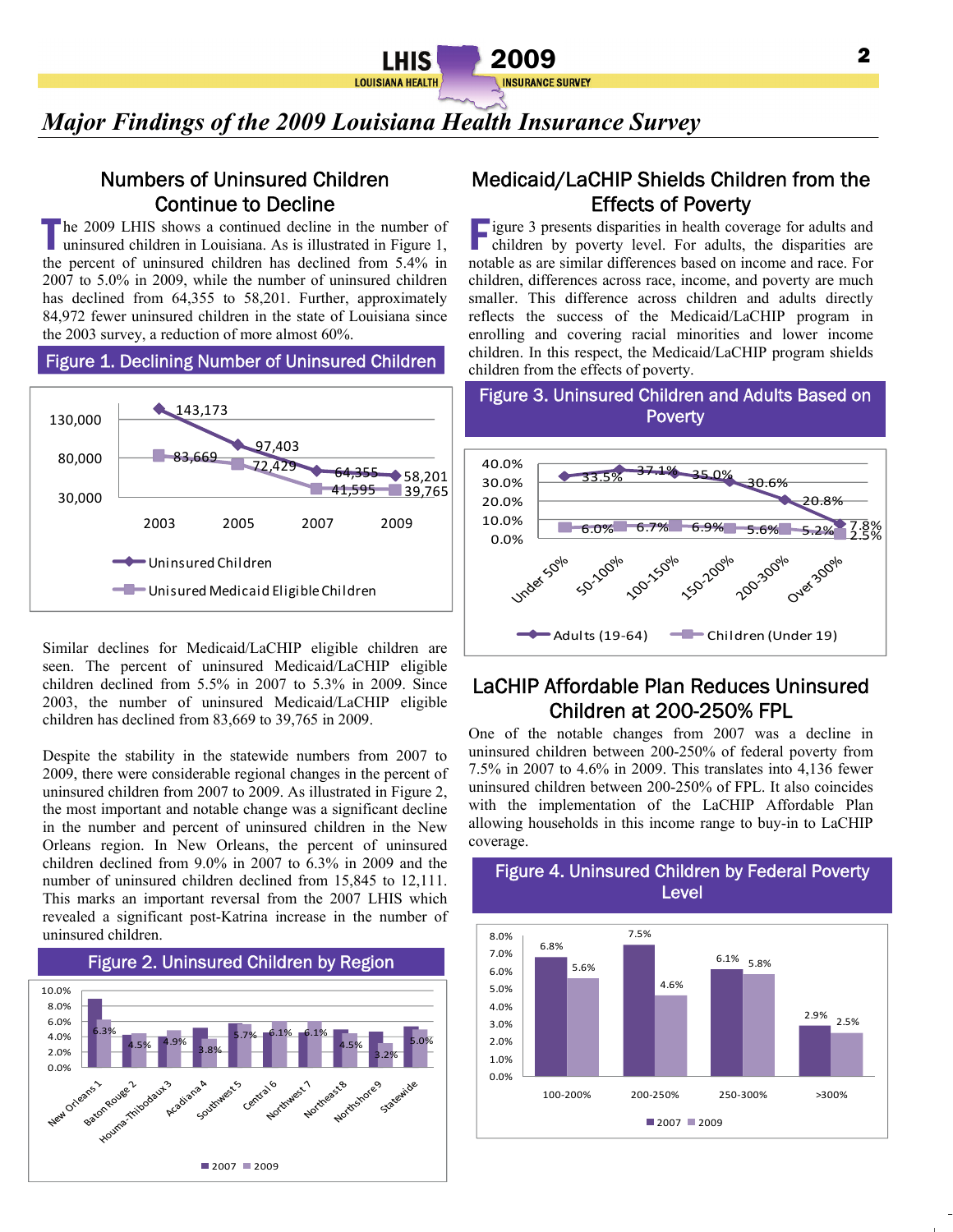## Major Findings of the 2009 Louisiana Health Insurance Survey

### Numbers of Uninsured Children Continue to Decline

The 2009 LHIS shows a continued decline in the number of uninsured children in Louisiana. As is illustrated in Figure 1, the percent of uninsured children has declined from 5.4% in 2007 to 5.0% in 2009, while the number of uninsured children has declined from 64,355 to 58,201. Further, approximately 84,972 fewer uninsured children in the state of Louisiana since the 2003 survey, a reduction of more almost 60%.

**Figure 1. Declining Number of Uninsured Children**

130,000
80,000
30,000
143,173
97,403
64,355
58,201
83,669
72,429
41,595
39,765
2003
2005
2007
2009
Uninsured Children
Unisured Medicaid Eligible Children

Similar declines for Medicaid/LaCHIP eligible children are seen. The percent of uninsured Medicaid/LaCHIP eligible children declined from 5.5% in 2007 to 5.3% in 2009. Since 2003, the number of uninsured Medicaid/LaCHIP eligible children has declined from 83,669 to 39,765 in 2009.

Despite the stability in the statewide numbers from 2007 to 2009, there were considerable regional changes in the percent of uninsured children from 2007 to 2009. As illustrated in Figure 2, the most important and notable change was a significant decline in the number and percent of uninsured children in the New Orleans region. In New Orleans, the percent of uninsured children declined from 9.0% in 2007 to 6.3% in 2009 and the number of uninsured children declined from 15,845 to 12,111. This marks an important reversal from the 2007 LHIS which revealed a significant post-Katrina increase in the number of uninsured children.

**Figure 2. Uninsured Children by Region**

10.0%
8.0%
6.0%
4.0%
2.0%
0.0%
6.3%
4.5%
4.9%
3.8%
5.7%
6.1%
6.1%
4.5%
3.2%
5.0%
New Orleans 1
Baton Rouge 2
Houma-Thibodaux 3
Acadiana 4
Southwest 5
Central 6
Northwest 7
Northeast 8
Northshore 9
Statewide
2007
2009

### Medicaid/LaCHIP Shields Children from the Effects of Poverty

Figure 3 presents disparities in health coverage for adults and children by poverty level. For adults, the disparities are notable as are similar differences based on income and race. For children, differences across race, income, and poverty are much smaller. This difference across children and adults directly reflects the success of the Medicaid/LaCHIP program in enrolling and covering racial minorities and lower income children. In this respect, the Medicaid/LaCHIP program shields children from the effects of poverty.

**Figure 3. Uninsured Children and Adults Based on Poverty**

40.0%
30.0%
20.0%
10.0%
0.0%
33.5%
37.1%
35.0%
30.6%
20.8%
7.8%
6.0%
6.7%
6.9%
5.6%
5.2%
2.5%
Under 50%
50-100%
100-150%
150-200%
200-300%
Over 300%
Adults (19-64)
Children (Under 19)

### LaCHIP Affordable Plan Reduces Uninsured Children at 200-250% FPL

One of the notable changes from 2007 was a decline in uninsured children between 200-250% of federal poverty from 7.5% in 2007 to 4.6% in 2009. This translates into 4,136 fewer uninsured children between 200-250% of FPL. It also coincides with the implementation of the LaCHIP Affordable Plan allowing households in this income range to buy-in to LaCHIP coverage.

**Figure 4. Uninsured Children by Federal Poverty Level**

8.0%
7.0%
6.0%
5.0%
4.0%
3.0%
2.0%
1.0%
0.0%
6.8%
5.6%
7.5%
4.6%
6.1%
5.8%
2.9%
2.5%
100-200%
200-250%
250-300%
>300%
2007
2009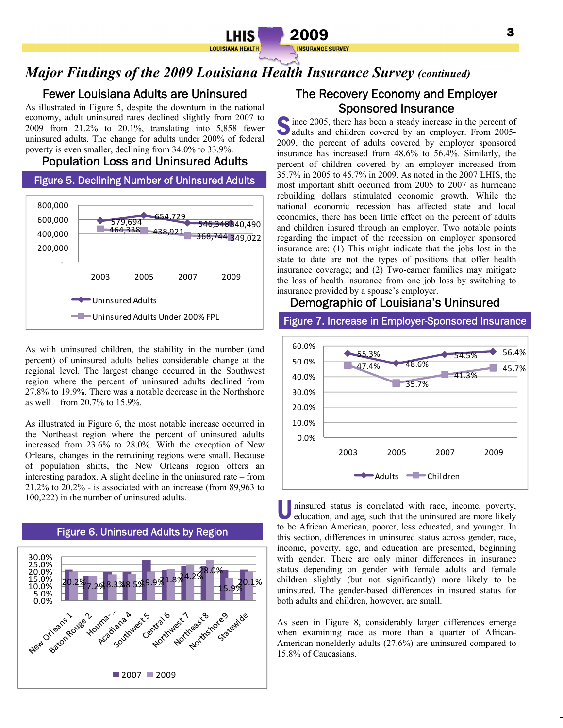## *Major Findings of the 2009 Louisiana Health Insurance Survey (continued)*

### Fewer Louisiana Adults are Uninsured

As illustrated in Figure 5, despite the downturn in the national economy, adult uninsured rates declined slightly from 2007 to 2009 from 21.2% to 20.1%, translating into 5,858 fewer uninsured adults. The change for adults under 200% of federal poverty is even smaller, declining from 34.0% to 33.9%.

### Population Loss and Uninsured Adults

**Figure 5. Declining Number of Uninsured Adults**

800,000
600,000
400,000
200,000
-
2003
2005
2007
2009
579,694
654,729
546,348
540,490
464,338
438,921
368,744
349,022
Uninsured Adults
Uninsured Adults Under 200% FPL

As with uninsured children, the stability in the number (and percent) of uninsured adults belies considerable change at the regional level. The largest change occurred in the Southwest region where the percent of uninsured adults declined from 27.8% to 19.9%. There was a notable decrease in the Northshore as well – from 20.7% to 15.9%.

As illustrated in Figure 6, the most notable increase occurred in the Northeast region where the percent of uninsured adults increased from 23.6% to 28.0%. With the exception of New Orleans, changes in the remaining regions were small. Because of population shifts, the New Orleans region offers an interesting paradox. A slight decline in the uninsured rate – from 21.2% to 20.2% - is associated with an increase (from 89,963 to 100,222) in the number of uninsured adults.

**Figure 6. Uninsured Adults by Region**

30.0%
25.0%
20.0%
15.0%
10.0%
5.0%
0.0%
20.2%
17.2%
18.3%
18.5%
19.9%
21.8%
24.2%
28.0%
15.9%
20.1%
New Orleans 1
Baton Rouge 2
Houma-...
Acadiana 4
Southwest 5
Central 6
Northwest 7
Northeast 8
Northshore 9
Statewide
2007
2009

### The Recovery Economy and Employer Sponsored Insurance

Since 2005, there has been a steady increase in the percent of adults and children covered by an employer. From 2005-2009, the percent of adults covered by employer sponsored insurance has increased from 48.6% to 56.4%. Similarly, the percent of children covered by an employer increased from 35.7% in 2005 to 45.7% in 2009. As noted in the 2007 LHIS, the most important shift occurred from 2005 to 2007 as hurricane rebuilding dollars stimulated economic growth. While the national economic recession has affected state and local economies, there has been little effect on the percent of adults and children insured through an employer. Two notable points regarding the impact of the recession on employer sponsored insurance are: (1) This might indicate that the jobs lost in the state to date are not the types of positions that offer health insurance coverage; and (2) Two-earner families may mitigate the loss of health insurance from one job loss by switching to insurance provided by a spouse's employer.

### Demographic of Louisiana's Uninsured

**Figure 7. Increase in Employer-Sponsored Insurance**

60.0%
50.0%
40.0%
30.0%
20.0%
10.0%
0.0%
2003
2005
2007
2009
55.3%
48.6%
54.5%
56.4%
47.4%
35.7%
41.3%
45.7%
Adults
Children

Uninsured status is correlated with race, income, poverty, education, and age, such that the uninsured are more likely to be African American, poorer, less educated, and younger. In this section, differences in uninsured status across gender, race, income, poverty, age, and education are presented, beginning with gender. There are only minor differences in insurance status depending on gender with female adults and female children slightly (but not significantly) more likely to be uninsured. The gender-based differences in insured status for both adults and children, however, are small.

As seen in Figure 8, considerably larger differences emerge when examining race as more than a quarter of African-American nonelderly adults (27.6%) are uninsured compared to 15.8% of Caucasians.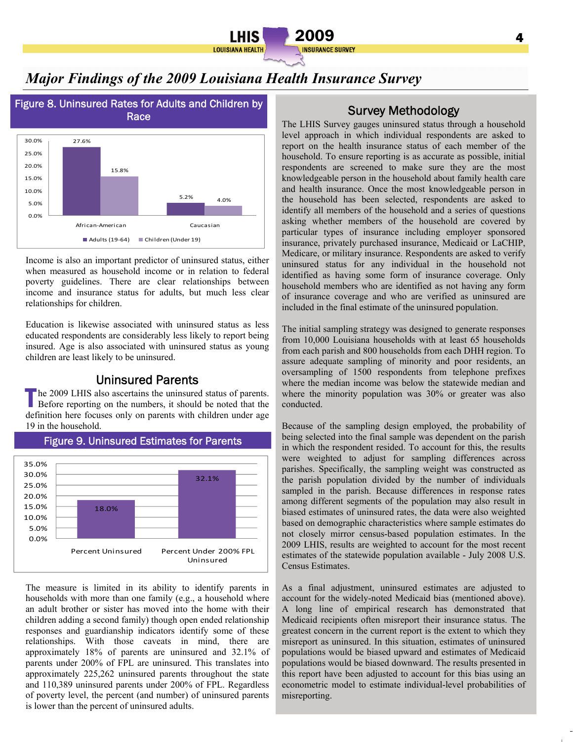# Major Findings of the 2009 Louisiana Health Insurance Survey

## Figure 8. Uninsured Rates for Adults and Children by Race

30.0%
25.0%
20.0%
15.0%
10.0%
5.0%
0.0%

27.6%
15.8%
5.2%
4.0%

African-American
Caucasian

Adults (19-64)
Children (Under 19)

Income is also an important predictor of uninsured status, either when measured as household income or in relation to federal poverty guidelines. There are clear relationships between income and insurance status for adults, but much less clear relationships for children.

Education is likewise associated with uninsured status as less educated respondents are considerably less likely to report being insured. Age is also associated with uninsured status as young children are least likely to be uninsured.

## Uninsured Parents

The 2009 LHIS also ascertains the uninsured status of parents. Before reporting on the numbers, it should be noted that the definition here focuses only on parents with children under age 19 in the household.

## Figure 9. Uninsured Estimates for Parents

35.0%
30.0%
25.0%
20.0%
15.0%
10.0%
5.0%
0.0%

18.0%
32.1%

Percent Uninsured
Percent Under 200% FPL Uninsured

The measure is limited in its ability to identify parents in households with more than one family (e.g., a household where an adult brother or sister has moved into the home with their children adding a second family) though open ended relationship responses and guardianship indicators identify some of these relationships. With those caveats in mind, there are approximately 18% of parents are uninsured and 32.1% of parents under 200% of FPL are uninsured. This translates into approximately 225,262 uninsured parents throughout the state and 110,389 uninsured parents under 200% of FPL. Regardless of poverty level, the percent (and number) of uninsured parents is lower than the percent of uninsured adults.

## Survey Methodology

The LHIS Survey gauges uninsured status through a household level approach in which individual respondents are asked to report on the health insurance status of each member of the household. To ensure reporting is as accurate as possible, initial respondents are screened to make sure they are the most knowledgeable person in the household about family health care and health insurance. Once the most knowledgeable person in the household has been selected, respondents are asked to identify all members of the household and a series of questions asking whether members of the household are covered by particular types of insurance including employer sponsored insurance, privately purchased insurance, Medicaid or LaCHIP, Medicare, or military insurance. Respondents are asked to verify uninsured status for any individual in the household not identified as having some form of insurance coverage. Only household members who are identified as not having any form of insurance coverage and who are verified as uninsured are included in the final estimate of the uninsured population.

The initial sampling strategy was designed to generate responses from 10,000 Louisiana households with at least 65 households from each parish and 800 households from each DHH region. To assure adequate sampling of minority and poor residents, an oversampling of 1500 respondents from telephone prefixes where the median income was below the statewide median and where the minority population was 30% or greater was also conducted.

Because of the sampling design employed, the probability of being selected into the final sample was dependent on the parish in which the respondent resided. To account for this, the results were weighted to adjust for sampling differences across parishes. Specifically, the sampling weight was constructed as the parish population divided by the number of individuals sampled in the parish. Because differences in response rates among different segments of the population may also result in biased estimates of uninsured rates, the data were also weighted based on demographic characteristics where sample estimates do not closely mirror census-based population estimates. In the 2009 LHIS, results are weighted to account for the most recent estimates of the statewide population available - July 2008 U.S. Census Estimates.

As a final adjustment, uninsured estimates are adjusted to account for the widely-noted Medicaid bias (mentioned above). A long line of empirical research has demonstrated that Medicaid recipients often misreport their insurance status. The greatest concern in the current report is the extent to which they misreport as uninsured. In this situation, estimates of uninsured populations would be biased upward and estimates of Medicaid populations would be biased downward. The results presented in this report have been adjusted to account for this bias using an econometric model to estimate individual-level probabilities of misreporting.